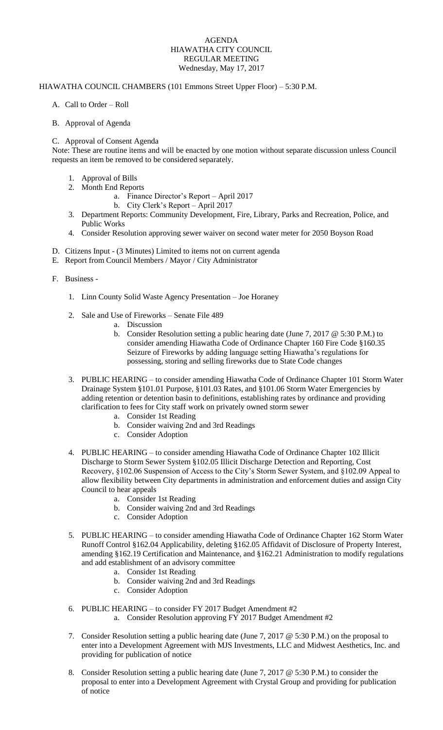# AGENDA
## HIAWATHA CITY COUNCIL
## REGULAR MEETING
Wednesday, May 17, 2017

HIAWATHA COUNCIL CHAMBERS (101 Emmons Street Upper Floor) – 5:30 P.M.

A. Call to Order – Roll

B. Approval of Agenda

C. Approval of Consent Agenda

Note: These are routine items and will be enacted by one motion without separate discussion unless Council requests an item be removed to be considered separately.

1. Approval of Bills
2. Month End Reports
   a. Finance Director's Report – April 2017
   b. City Clerk's Report – April 2017
3. Department Reports: Community Development, Fire, Library, Parks and Recreation, Police, and Public Works
4. Consider Resolution approving sewer waiver on second water meter for 2050 Boyson Road

D. Citizens Input - (3 Minutes) Limited to items not on current agenda

E. Report from Council Members / Mayor / City Administrator

F. Business -

1. Linn County Solid Waste Agency Presentation – Joe Horaney

2. Sale and Use of Fireworks – Senate File 489
   a. Discussion
   b. Consider Resolution setting a public hearing date (June 7, 2017 @ 5:30 P.M.) to consider amending Hiawatha Code of Ordinance Chapter 160 Fire Code §160.35 Seizure of Fireworks by adding language setting Hiawatha's regulations for possessing, storing and selling fireworks due to State Code changes

3. PUBLIC HEARING – to consider amending Hiawatha Code of Ordinance Chapter 101 Storm Water Drainage System §101.01 Purpose, §101.03 Rates, and §101.06 Storm Water Emergencies by adding retention or detention basin to definitions, establishing rates by ordinance and providing clarification to fees for City staff work on privately owned storm sewer
   a. Consider 1st Reading
   b. Consider waiving 2nd and 3rd Readings
   c. Consider Adoption

4. PUBLIC HEARING – to consider amending Hiawatha Code of Ordinance Chapter 102 Illicit Discharge to Storm Sewer System §102.05 Illicit Discharge Detection and Reporting, Cost Recovery, §102.06 Suspension of Access to the City's Storm Sewer System, and §102.09 Appeal to allow flexibility between City departments in administration and enforcement duties and assign City Council to hear appeals
   a. Consider 1st Reading
   b. Consider waiving 2nd and 3rd Readings
   c. Consider Adoption

5. PUBLIC HEARING – to consider amending Hiawatha Code of Ordinance Chapter 162 Storm Water Runoff Control §162.04 Applicability, deleting §162.05 Affidavit of Disclosure of Property Interest, amending §162.19 Certification and Maintenance, and §162.21 Administration to modify regulations and add establishment of an advisory committee
   a. Consider 1st Reading
   b. Consider waiving 2nd and 3rd Readings
   c. Consider Adoption

6. PUBLIC HEARING – to consider FY 2017 Budget Amendment #2
   a. Consider Resolution approving FY 2017 Budget Amendment #2

7. Consider Resolution setting a public hearing date (June 7, 2017 @ 5:30 P.M.) on the proposal to enter into a Development Agreement with MJS Investments, LLC and Midwest Aesthetics, Inc. and providing for publication of notice

8. Consider Resolution setting a public hearing date (June 7, 2017 @ 5:30 P.M.) to consider the proposal to enter into a Development Agreement with Crystal Group and providing for publication of notice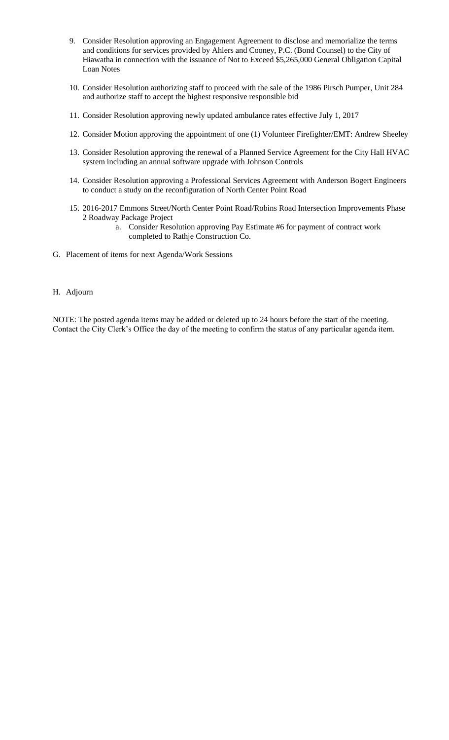9. Consider Resolution approving an Engagement Agreement to disclose and memorialize the terms and conditions for services provided by Ahlers and Cooney, P.C. (Bond Counsel) to the City of Hiawatha in connection with the issuance of Not to Exceed $5,265,000 General Obligation Capital Loan Notes

10. Consider Resolution authorizing staff to proceed with the sale of the 1986 Pirsch Pumper, Unit 284 and authorize staff to accept the highest responsive responsible bid

11. Consider Resolution approving newly updated ambulance rates effective July 1, 2017

12. Consider Motion approving the appointment of one (1) Volunteer Firefighter/EMT: Andrew Sheeley

13. Consider Resolution approving the renewal of a Planned Service Agreement for the City Hall HVAC system including an annual software upgrade with Johnson Controls

14. Consider Resolution approving a Professional Services Agreement with Anderson Bogert Engineers to conduct a study on the reconfiguration of North Center Point Road

15. 2016-2017 Emmons Street/North Center Point Road/Robins Road Intersection Improvements Phase 2 Roadway Package Project
    a. Consider Resolution approving Pay Estimate #6 for payment of contract work completed to Rathje Construction Co.

G. Placement of items for next Agenda/Work Sessions

H. Adjourn

NOTE: The posted agenda items may be added or deleted up to 24 hours before the start of the meeting. Contact the City Clerk's Office the day of the meeting to confirm the status of any particular agenda item.